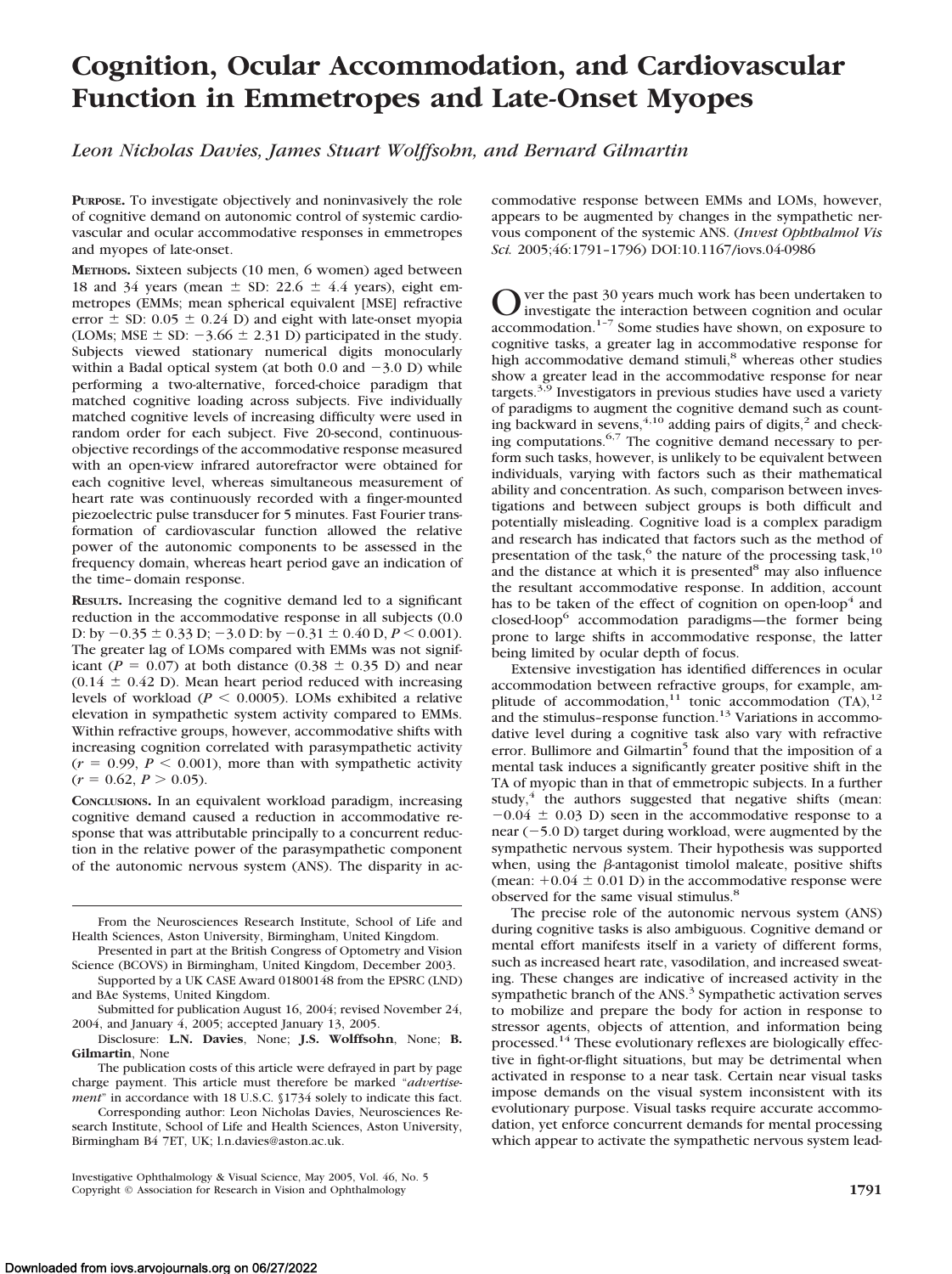# Cognition, Ocular Accommodation, and Cardiovascular Function in Emmetropes and Late-Onset Myopes

*Leon Nicholas Davies, James Stuart Wolffsohn, and Bernard Gilmartin*

**Purpose.** To investigate objectively and noninvasively the role of cognitive demand on autonomic control of systemic cardiovascular and ocular accommodative responses in emmetropes and myopes of late-onset.

**Methods.** Sixteen subjects (10 men, 6 women) aged between 18 and 34 years (mean ± SD: 22.6 ± 4.4 years), eight emmetropes (EMMs; mean spherical equivalent [MSE] refractive error ± SD: 0.05 ± 0.24 D) and eight with late-onset myopia (LOMs; MSE ± SD: −3.66 ± 2.31 D) participated in the study. Subjects viewed stationary numerical digits monocularly within a Badal optical system (at both 0.0 and −3.0 D) while performing a two-alternative, forced-choice paradigm that matched cognitive loading across subjects. Five individually matched cognitive levels of increasing difficulty were used in random order for each subject. Five 20-second, continuous-objective recordings of the accommodative response measured with an open-view infrared autorefractor were obtained for each cognitive level, whereas simultaneous measurement of heart rate was continuously recorded with a finger-mounted piezoelectric pulse transducer for 5 minutes. Fast Fourier transformation of cardiovascular function allowed the relative power of the autonomic components to be assessed in the frequency domain, whereas heart period gave an indication of the time–domain response.

**Results.** Increasing the cognitive demand led to a significant reduction in the accommodative response in all subjects (0.0 D: by −0.35 ± 0.33 D; −3.0 D: by −0.31 ± 0.40 D, $P < 0.001$). The greater lag of LOMs compared with EMMs was not significant ($P = 0.07$) at both distance (0.38 ± 0.35 D) and near (0.14 ± 0.42 D). Mean heart period reduced with increasing levels of workload ($P < 0.0005$). LOMs exhibited a relative elevation in sympathetic system activity compared to EMMs. Within refractive groups, however, accommodative shifts with increasing cognition correlated with parasympathetic activity ($r = 0.99$, $P < 0.001$), more than with sympathetic activity ($r = 0.62$, $P > 0.05$).

**Conclusions.** In an equivalent workload paradigm, increasing cognitive demand caused a reduction in accommodative response that was attributable principally to a concurrent reduction in the relative power of the parasympathetic component of the autonomic nervous system (ANS). The disparity in accommodative response between EMMs and LOMs, however, appears to be augmented by changes in the sympathetic nervous component of the systemic ANS. (*Invest Ophthalmol Vis Sci.* 2005;46:1791–1796) DOI:10.1167/iovs.04-0986

From the Neurosciences Research Institute, School of Life and Health Sciences, Aston University, Birmingham, United Kingdom.

Presented in part at the British Congress of Optometry and Vision Science (BCOVS) in Birmingham, United Kingdom, December 2003.

Supported by a UK CASE Award 01800148 from the EPSRC (LND) and BAe Systems, United Kingdom.

Submitted for publication August 16, 2004; revised November 24, 2004, and January 4, 2005; accepted January 13, 2005.

Disclosure: **L.N. Davies**, None; **J.S. Wolffsohn**, None; **B. Gilmartin**, None

The publication costs of this article were defrayed in part by page charge payment. This article must therefore be marked "*advertisement*" in accordance with 18 U.S.C. §1734 solely to indicate this fact.

Corresponding author: Leon Nicholas Davies, Neurosciences Research Institute, School of Life and Health Sciences, Aston University, Birmingham B4 7ET, UK; l.n.davies@aston.ac.uk.

Over the past 30 years much work has been undertaken to investigate the interaction between cognition and ocular accommodation.[1–7] Some studies have shown, on exposure to cognitive tasks, a greater lag in accommodative response for high accommodative demand stimuli,[8] whereas other studies show a greater lead in the accommodative response for near targets.[3,9] Investigators in previous studies have used a variety of paradigms to augment the cognitive demand such as counting backward in sevens,[4,10] adding pairs of digits,[2] and checking computations.[6,7] The cognitive demand necessary to perform such tasks, however, is unlikely to be equivalent between individuals, varying with factors such as their mathematical ability and concentration. As such, comparison between investigations and between subject groups is both difficult and potentially misleading. Cognitive load is a complex paradigm and research has indicated that factors such as the method of presentation of the task,[6] the nature of the processing task,[10] and the distance at which it is presented[8] may also influence the resultant accommodative response. In addition, account has to be taken of the effect of cognition on open-loop[4] and closed-loop[6] accommodation paradigms—the former being prone to large shifts in accommodative response, the latter being limited by ocular depth of focus.

Extensive investigation has identified differences in ocular accommodation between refractive groups, for example, amplitude of accommodation,[11] tonic accommodation (TA),[12] and the stimulus–response function.[13] Variations in accommodative level during a cognitive task also vary with refractive error. Bullimore and Gilmartin[5] found that the imposition of a mental task induces a significantly greater positive shift in the TA of myopic than in that of emmetropic subjects. In a further study,[4] the authors suggested that negative shifts (mean: −0.04 ± 0.03 D) seen in the accommodative response to a near (−5.0 D) target during workload, were augmented by the sympathetic nervous system. Their hypothesis was supported when, using the β-antagonist timolol maleate, positive shifts (mean: +0.04 ± 0.01 D) in the accommodative response were observed for the same visual stimulus.[8]

The precise role of the autonomic nervous system (ANS) during cognitive tasks is also ambiguous. Cognitive demand or mental effort manifests itself in a variety of different forms, such as increased heart rate, vasodilation, and increased sweating. These changes are indicative of increased activity in the sympathetic branch of the ANS.[3] Sympathetic activation serves to mobilize and prepare the body for action in response to stressor agents, objects of attention, and information being processed.[14] These evolutionary reflexes are biologically effective in fight-or-flight situations, but may be detrimental when activated in response to a near task. Certain near visual tasks impose demands on the visual system inconsistent with its evolutionary purpose. Visual tasks require accurate accommodation, yet enforce concurrent demands for mental processing which appear to activate the sympathetic nervous system lead-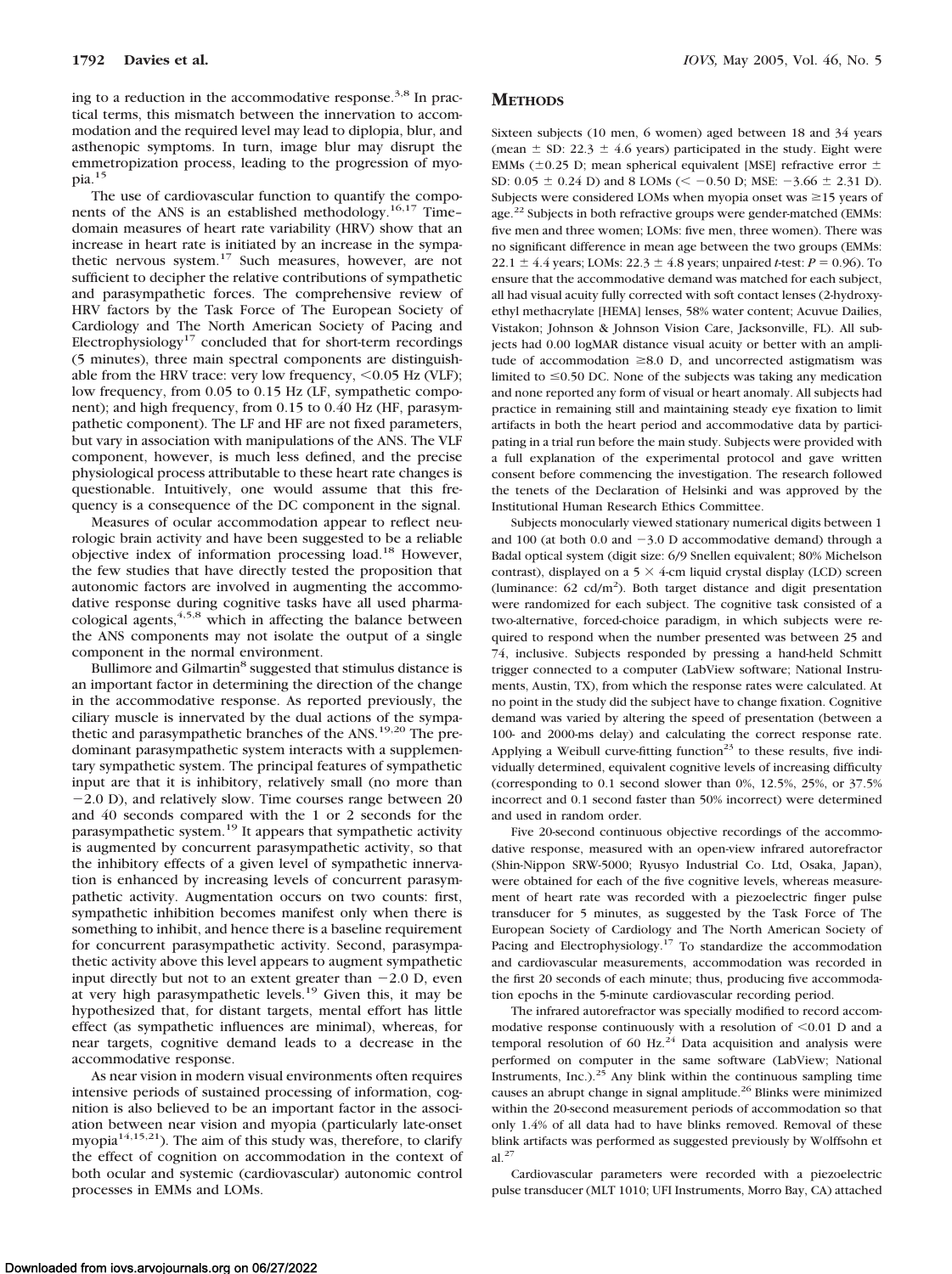ing to a reduction in the accommodative response.[3,8] In practical terms, this mismatch between the innervation to accommodation and the required level may lead to diplopia, blur, and asthenopic symptoms. In turn, image blur may disrupt the emmetropization process, leading to the progression of myopia.[15]

The use of cardiovascular function to quantify the components of the ANS is an established methodology.[16,17] Time–domain measures of heart rate variability (HRV) show that an increase in heart rate is initiated by an increase in the sympathetic nervous system.[17] Such measures, however, are not sufficient to decipher the relative contributions of sympathetic and parasympathetic forces. The comprehensive review of HRV factors by the Task Force of The European Society of Cardiology and The North American Society of Pacing and Electrophysiology[17] concluded that for short-term recordings (5 minutes), three main spectral components are distinguishable from the HRV trace: very low frequency, <0.05 Hz (VLF); low frequency, from 0.05 to 0.15 Hz (LF, sympathetic component); and high frequency, from 0.15 to 0.40 Hz (HF, parasympathetic component). The LF and HF are not fixed parameters, but vary in association with manipulations of the ANS. The VLF component, however, is much less defined, and the precise physiological process attributable to these heart rate changes is questionable. Intuitively, one would assume that this frequency is a consequence of the DC component in the signal.

Measures of ocular accommodation appear to reflect neurologic brain activity and have been suggested to be a reliable objective index of information processing load.[18] However, the few studies that have directly tested the proposition that autonomic factors are involved in augmenting the accommodative response during cognitive tasks have all used pharmacological agents,[4,5,8] which in affecting the balance between the ANS components may not isolate the output of a single component in the normal environment.

Bullimore and Gilmartin[8] suggested that stimulus distance is an important factor in determining the direction of the change in the accommodative response. As reported previously, the ciliary muscle is innervated by the dual actions of the sympathetic and parasympathetic branches of the ANS.[19,20] The predominant parasympathetic system interacts with a supplementary sympathetic system. The principal features of sympathetic input are that it is inhibitory, relatively small (no more than −2.0 D), and relatively slow. Time courses range between 20 and 40 seconds compared with the 1 or 2 seconds for the parasympathetic system.[19] It appears that sympathetic activity is augmented by concurrent parasympathetic activity, so that the inhibitory effects of a given level of sympathetic innervation is enhanced by increasing levels of concurrent parasympathetic activity. Augmentation occurs on two counts: first, sympathetic inhibition becomes manifest only when there is something to inhibit, and hence there is a baseline requirement for concurrent parasympathetic activity. Second, parasympathetic activity above this level appears to augment sympathetic input directly but not to an extent greater than −2.0 D, even at very high parasympathetic levels.[19] Given this, it may be hypothesized that, for distant targets, mental effort has little effect (as sympathetic influences are minimal), whereas, for near targets, cognitive demand leads to a decrease in the accommodative response.

As near vision in modern visual environments often requires intensive periods of sustained processing of information, cognition is also believed to be an important factor in the association between near vision and myopia (particularly late-onset myopia[14,15,21]). The aim of this study was, therefore, to clarify the effect of cognition on accommodation in the context of both ocular and systemic (cardiovascular) autonomic control processes in EMMs and LOMs.

## METHODS

Sixteen subjects (10 men, 6 women) aged between 18 and 34 years (mean ± SD: 22.3 ± 4.6 years) participated in the study. Eight were EMMs (±0.25 D; mean spherical equivalent [MSE] refractive error ± SD: 0.05 ± 0.24 D) and 8 LOMs (< −0.50 D; MSE: −3.66 ± 2.31 D). Subjects were considered LOMs when myopia onset was ≥15 years of age.[22] Subjects in both refractive groups were gender-matched (EMMs: five men and three women; LOMs: five men, three women). There was no significant difference in mean age between the two groups (EMMs: 22.1 ± 4.4 years; LOMs: 22.3 ± 4.8 years; unpaired *t*-test: $P = 0.96$). To ensure that the accommodative demand was matched for each subject, all had visual acuity fully corrected with soft contact lenses (2-hydroxyethyl methacrylate [HEMA] lenses, 58% water content; Acuvue Dailies, Vistakon; Johnson & Johnson Vision Care, Jacksonville, FL). All subjects had 0.00 logMAR distance visual acuity or better with an amplitude of accommodation ≥8.0 D, and uncorrected astigmatism was limited to ≤0.50 DC. None of the subjects was taking any medication and none reported any form of visual or heart anomaly. All subjects had practice in remaining still and maintaining steady eye fixation to limit artifacts in both the heart period and accommodative data by participating in a trial run before the main study. Subjects were provided with a full explanation of the experimental protocol and gave written consent before commencing the investigation. The research followed the tenets of the Declaration of Helsinki and was approved by the Institutional Human Research Ethics Committee.

Subjects monocularly viewed stationary numerical digits between 1 and 100 (at both 0.0 and −3.0 D accommodative demand) through a Badal optical system (digit size: 6/9 Snellen equivalent; 80% Michelson contrast), displayed on a 5 × 4-cm liquid crystal display (LCD) screen (luminance: 62 cd/m$^2$). Both target distance and digit presentation were randomized for each subject. The cognitive task consisted of a two-alternative, forced-choice paradigm, in which subjects were required to respond when the number presented was between 25 and 74, inclusive. Subjects responded by pressing a hand-held Schmitt trigger connected to a computer (LabView software; National Instruments, Austin, TX), from which the response rates were calculated. At no point in the study did the subject have to change fixation. Cognitive demand was varied by altering the speed of presentation (between a 100- and 2000-ms delay) and calculating the correct response rate. Applying a Weibull curve-fitting function[23] to these results, five individually determined, equivalent cognitive levels of increasing difficulty (corresponding to 0.1 second slower than 0%, 12.5%, 25%, or 37.5% incorrect and 0.1 second faster than 50% incorrect) were determined and used in random order.

Five 20-second continuous objective recordings of the accommodative response, measured with an open-view infrared autorefractor (Shin-Nippon SRW-5000; Ryusyo Industrial Co. Ltd, Osaka, Japan), were obtained for each of the five cognitive levels, whereas measurement of heart rate was recorded with a piezoelectric finger pulse transducer for 5 minutes, as suggested by the Task Force of The European Society of Cardiology and The North American Society of Pacing and Electrophysiology.[17] To standardize the accommodation and cardiovascular measurements, accommodation was recorded in the first 20 seconds of each minute; thus, producing five accommodation epochs in the 5-minute cardiovascular recording period.

The infrared autorefractor was specially modified to record accommodative response continuously with a resolution of <0.01 D and a temporal resolution of 60 Hz.[24] Data acquisition and analysis were performed on computer in the same software (LabView; National Instruments, Inc.).[25] Any blink within the continuous sampling time causes an abrupt change in signal amplitude.[26] Blinks were minimized within the 20-second measurement periods of accommodation so that only 1.4% of all data had to have blinks removed. Removal of these blink artifacts was performed as suggested previously by Wolffsohn et al.[27]

Cardiovascular parameters were recorded with a piezoelectric pulse transducer (MLT 1010; UFI Instruments, Morro Bay, CA) attached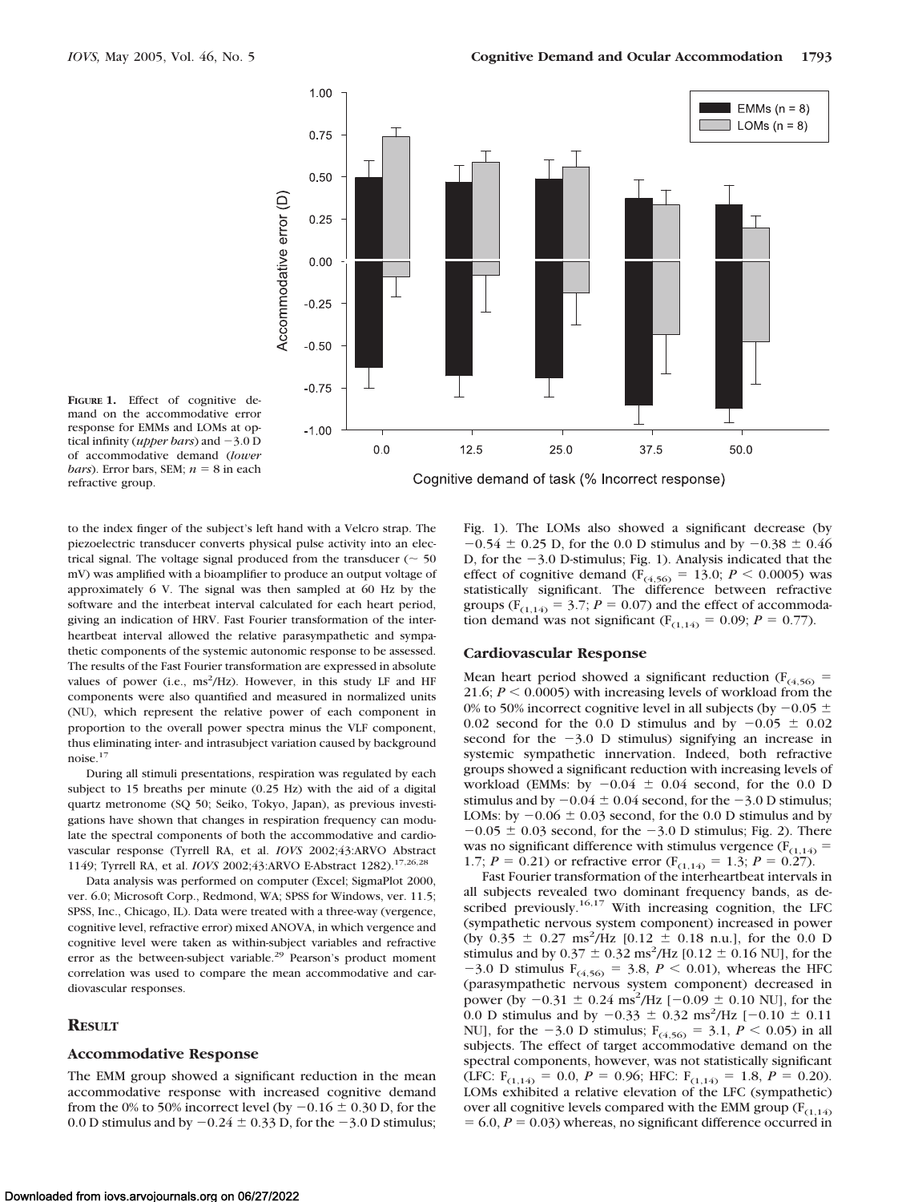**Figure 1.** Effect of cognitive demand on the accommodative error response for EMMs and LOMs at optical infinity (*upper bars*) and −3.0 D of accommodative demand (*lower bars*). Error bars, SEM; $n = 8$ in each refractive group.

to the index finger of the subject's left hand with a Velcro strap. The piezoelectric transducer converts physical pulse activity into an electrical signal. The voltage signal produced from the transducer (~ 50 mV) was amplified with a bioamplifier to produce an output voltage of approximately 6 V. The signal was then sampled at 60 Hz by the software and the interbeat interval calculated for each heart period, giving an indication of HRV. Fast Fourier transformation of the interheartbeat interval allowed the relative parasympathetic and sympathetic components of the systemic autonomic response to be assessed. The results of the Fast Fourier transformation are expressed in absolute values of power (i.e., $ms^2/Hz$). However, in this study LF and HF components were also quantified and measured in normalized units (NU), which represent the relative power of each component in proportion to the overall power spectra minus the VLF component, thus eliminating inter- and intrasubject variation caused by background noise.[17]

During all stimuli presentations, respiration was regulated by each subject to 15 breaths per minute (0.25 Hz) with the aid of a digital quartz metronome (SQ 50; Seiko, Tokyo, Japan), as previous investigations have shown that changes in respiration frequency can modulate the spectral components of both the accommodative and cardiovascular response (Tyrrell RA, et al. *IOVS* 2002;43:ARVO Abstract 1149; Tyrrell RA, et al. *IOVS* 2002;43:ARVO E-Abstract 1282).[17,26,28]

Data analysis was performed on computer (Excel; SigmaPlot 2000, ver. 6.0; Microsoft Corp., Redmond, WA; SPSS for Windows, ver. 11.5; SPSS, Inc., Chicago, IL). Data were treated with a three-way (vergence, cognitive level, refractive error) mixed ANOVA, in which vergence and cognitive level were taken as within-subject variables and refractive error as the between-subject variable.[29] Pearson's product moment correlation was used to compare the mean accommodative and cardiovascular responses.

## Result

### Accommodative Response

The EMM group showed a significant reduction in the mean accommodative response with increased cognitive demand from the 0% to 50% incorrect level (by $-0.16 \pm 0.30$ D, for the 0.0 D stimulus and by $-0.24 \pm 0.33$ D, for the −3.0 D stimulus; Fig. 1). The LOMs also showed a significant decrease (by $-0.54 \pm 0.25$ D, for the 0.0 D stimulus and by $-0.38 \pm 0.46$ D, for the −3.0 D-stimulus; Fig. 1). Analysis indicated that the effect of cognitive demand ($F_{(4,56)} = 13.0$; $P < 0.0005$) was statistically significant. The difference between refractive groups ($F_{(1,14)} = 3.7$; $P = 0.07$) and the effect of accommodation demand was not significant ($F_{(1,14)} = 0.09$; $P = 0.77$).

### Cardiovascular Response

Mean heart period showed a significant reduction ($F_{(4,56)} = 21.6$; $P < 0.0005$) with increasing levels of workload from the 0% to 50% incorrect cognitive level in all subjects (by $-0.05 \pm 0.02$ second for the 0.0 D stimulus and by $-0.05 \pm 0.02$ second for the −3.0 D stimulus) signifying an increase in systemic sympathetic innervation. Indeed, both refractive groups showed a significant reduction with increasing levels of workload (EMMs: by $-0.04 \pm 0.04$ second, for the 0.0 D stimulus and by $-0.04 \pm 0.04$ second, for the −3.0 D stimulus; LOMs: by $-0.06 \pm 0.03$ second, for the 0.0 D stimulus and by $-0.05 \pm 0.03$ second, for the −3.0 D stimulus; Fig. 2). There was no significant difference with stimulus vergence ($F_{(1,14)} = 1.7$; $P = 0.21$) or refractive error ($F_{(1,14)} = 1.3$; $P = 0.27$).

Fast Fourier transformation of the interheartbeat intervals in all subjects revealed two dominant frequency bands, as described previously.[16,17] With increasing cognition, the LFC (sympathetic nervous system component) increased in power (by $0.35 \pm 0.27$ $ms^2/Hz$ [$0.12 \pm 0.18$ n.u.], for the 0.0 D stimulus and by $0.37 \pm 0.32$ $ms^2/Hz$ [$0.12 \pm 0.16$ NU], for the −3.0 D stimulus $F_{(4,56)} = 3.8$, $P < 0.01$), whereas the HFC (parasympathetic nervous system component) decreased in power (by $-0.31 \pm 0.24$ $ms^2/Hz$ [$-0.09 \pm 0.10$ NU], for the 0.0 D stimulus and by $-0.33 \pm 0.32$ $ms^2/Hz$ [$-0.10 \pm 0.11$ NU], for the −3.0 D stimulus; $F_{(4,56)} = 3.1$, $P < 0.05$) in all subjects. The effect of target accommodative demand on the spectral components, however, was not statistically significant (LFC: $F_{(1,14)} = 0.0$, $P = 0.96$; HFC: $F_{(1,14)} = 1.8$, $P = 0.20$). LOMs exhibited a relative elevation of the LFC (sympathetic) over all cognitive levels compared with the EMM group ($F_{(1,14)} = 6.0$, $P = 0.03$) whereas, no significant difference occurred in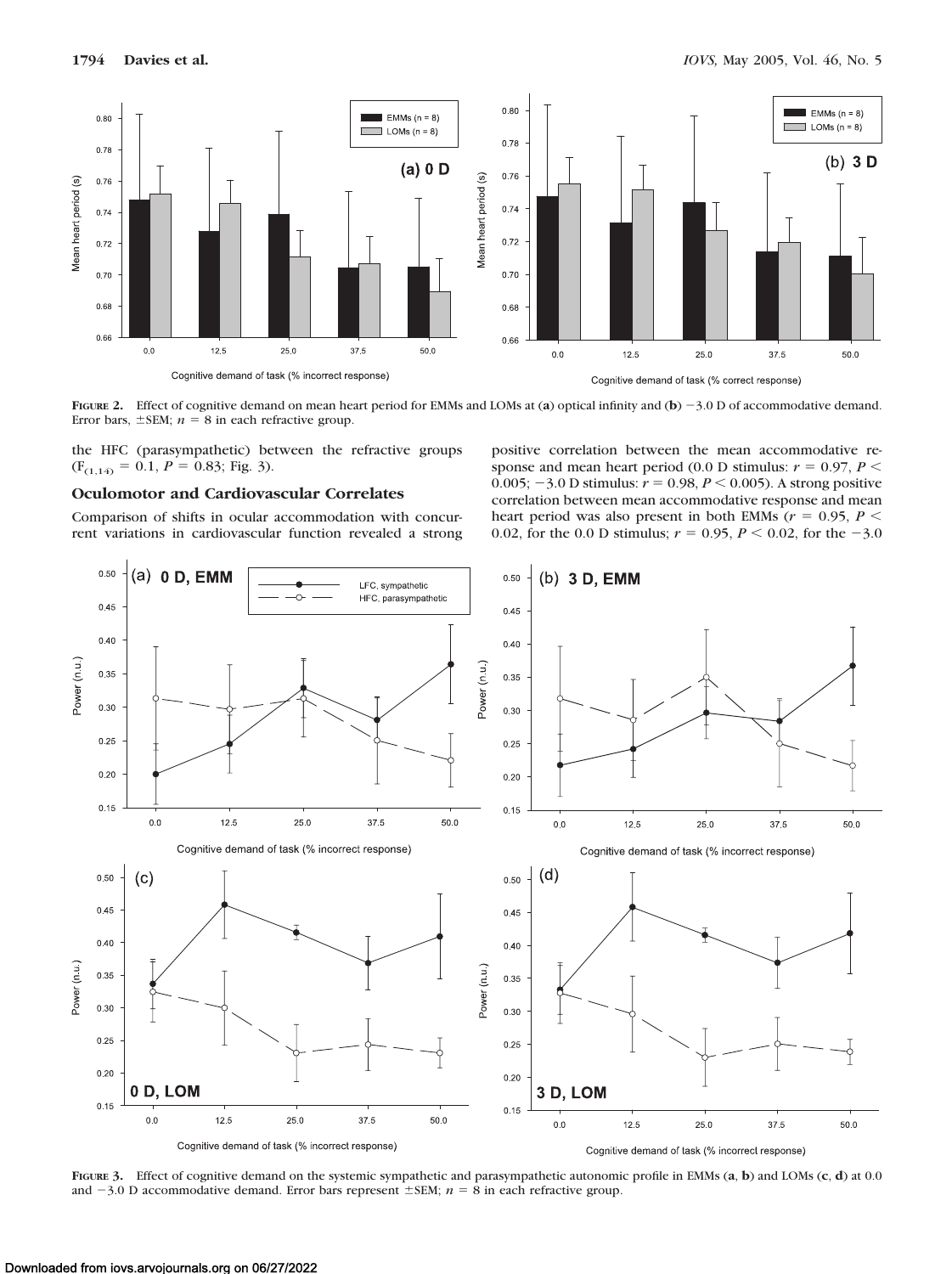**Figure 2.** Effect of cognitive demand on mean heart period for EMMs and LOMs at (**a**) optical infinity and (**b**) −3.0 D of accommodative demand. Error bars, ±SEM; $n = 8$ in each refractive group.

the HFC (parasympathetic) between the refractive groups ($F_{(1,14)} = 0.1$, $P = 0.83$; Fig. 3).

### Oculomotor and Cardiovascular Correlates

Comparison of shifts in ocular accommodation with concurrent variations in cardiovascular function revealed a strong positive correlation between the mean accommodative response and mean heart period (0.0 D stimulus: $r = 0.97$, $P < 0.005$; −3.0 D stimulus: $r = 0.98$, $P < 0.005$). A strong positive correlation between mean accommodative response and mean heart period was also present in both EMMs ($r = 0.95$, $P < 0.02$, for the 0.0 D stimulus; $r = 0.95$, $P < 0.02$, for the −3.0

**Figure 3.** Effect of cognitive demand on the systemic sympathetic and parasympathetic autonomic profile in EMMs (**a**, **b**) and LOMs (**c**, **d**) at 0.0 and −3.0 D accommodative demand. Error bars represent ±SEM; $n = 8$ in each refractive group.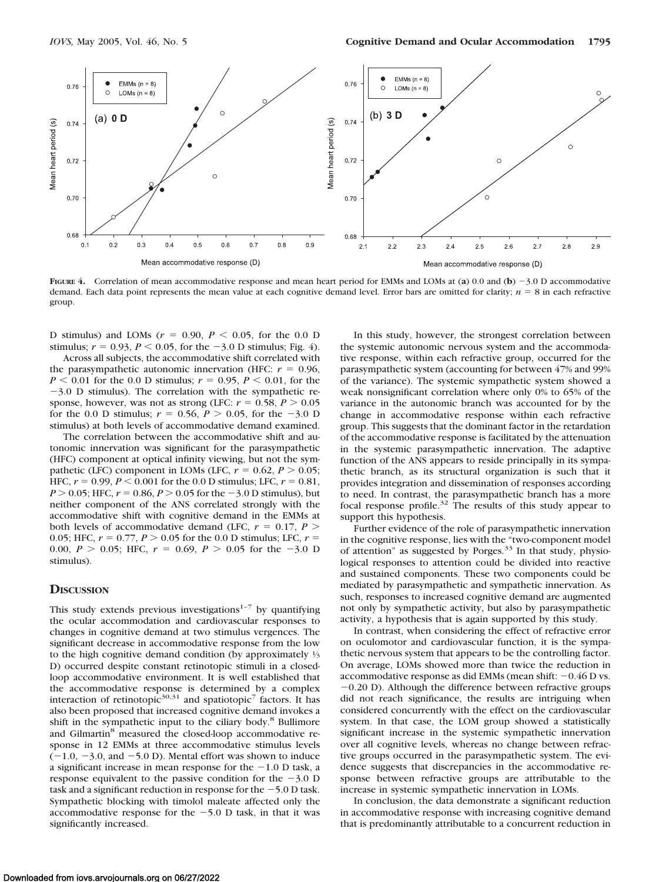**Figure 4.** Correlation of mean accommodative response and mean heart period for EMMs and LOMs at (**a**) 0.0 and (**b**) −3.0 D accommodative demand. Each data point represents the mean value at each cognitive demand level. Error bars are omitted for clarity; $n = 8$ in each refractive group.

D stimulus) and LOMs ($r = 0.90$, $P < 0.05$, for the 0.0 D stimulus; $r = 0.93$, $P < 0.05$, for the −3.0 D stimulus; Fig. 4).

Across all subjects, the accommodative shift correlated with the parasympathetic autonomic innervation (HFC: $r = 0.96$, $P < 0.01$ for the 0.0 D stimulus; $r = 0.95$, $P < 0.01$, for the −3.0 D stimulus). The correlation with the sympathetic response, however, was not as strong (LFC: $r = 0.58$, $P > 0.05$ for the 0.0 D stimulus; $r = 0.56$, $P > 0.05$, for the −3.0 D stimulus) at both levels of accommodative demand examined.

The correlation between the accommodative shift and autonomic innervation was significant for the parasympathetic (HFC) component at optical infinity viewing, but not the sympathetic (LFC) component in LOMs (LFC, $r = 0.62$, $P > 0.05$; HFC, $r = 0.99$, $P < 0.001$ for the 0.0 D stimulus; LFC, $r = 0.81$, $P > 0.05$; HFC, $r = 0.86$, $P > 0.05$ for the −3.0 D stimulus), but neither component of the ANS correlated strongly with the accommodative shift with cognitive demand in the EMMs at both levels of accommodative demand (LFC, $r = 0.17$, $P > 0.05$; HFC, $r = 0.77$, $P > 0.05$ for the 0.0 D stimulus; LFC, $r = 0.00$, $P > 0.05$; HFC, $r = 0.69$, $P > 0.05$ for the −3.0 D stimulus).

## Discussion

This study extends previous investigations[1–7] by quantifying the ocular accommodation and cardiovascular responses to changes in cognitive demand at two stimulus vergences. The significant decrease in accommodative response from the low to the high cognitive demand condition (by approximately ⅓ D) occurred despite constant retinotopic stimuli in a closed-loop accommodative environment. It is well established that the accommodative response is determined by a complex interaction of retinotopic[30,31] and spatiotopic[7] factors. It has also been proposed that increased cognitive demand invokes a shift in the sympathetic input to the ciliary body.[8] Bullimore and Gilmartin[8] measured the closed-loop accommodative response in 12 EMMs at three accommodative stimulus levels (−1.0, −3.0, and −5.0 D). Mental effort was shown to induce a significant increase in mean response for the −1.0 D task, a response equivalent to the passive condition for the −3.0 D task and a significant reduction in response for the −5.0 D task. Sympathetic blocking with timolol maleate affected only the accommodative response for the −5.0 D task, in that it was significantly increased.

In this study, however, the strongest correlation between the systemic autonomic nervous system and the accommodative response, within each refractive group, occurred for the parasympathetic system (accounting for between 47% and 99% of the variance). The systemic sympathetic system showed a weak nonsignificant correlation where only 0% to 65% of the variance in the autonomic branch was accounted for by the change in accommodative response within each refractive group. This suggests that the dominant factor in the retardation of the accommodative response is facilitated by the attenuation in the systemic parasympathetic innervation. The adaptive function of the ANS appears to reside principally in its sympathetic branch, as its structural organization is such that it provides integration and dissemination of responses according to need. In contrast, the parasympathetic branch has a more focal response profile.[32] The results of this study appear to support this hypothesis.

Further evidence of the role of parasympathetic innervation in the cognitive response, lies with the "two-component model of attention" as suggested by Porges.[33] In that study, physiological responses to attention could be divided into reactive and sustained components. These two components could be mediated by parasympathetic and sympathetic innervation. As such, responses to increased cognitive demand are augmented not only by sympathetic activity, but also by parasympathetic activity, a hypothesis that is again supported by this study.

In contrast, when considering the effect of refractive error on oculomotor and cardiovascular function, it is the sympathetic nervous system that appears to be the controlling factor. On average, LOMs showed more than twice the reduction in accommodative response as did EMMs (mean shift: −0.46 D vs. −0.20 D). Although the difference between refractive groups did not reach significance, the results are intriguing when considered concurrently with the effect on the cardiovascular system. In that case, the LOM group showed a statistically significant increase in the systemic sympathetic innervation over all cognitive levels, whereas no change between refractive groups occurred in the parasympathetic system. The evidence suggests that discrepancies in the accommodative response between refractive groups are attributable to the increase in systemic sympathetic innervation in LOMs.

In conclusion, the data demonstrate a significant reduction in accommodative response with increasing cognitive demand that is predominantly attributable to a concurrent reduction in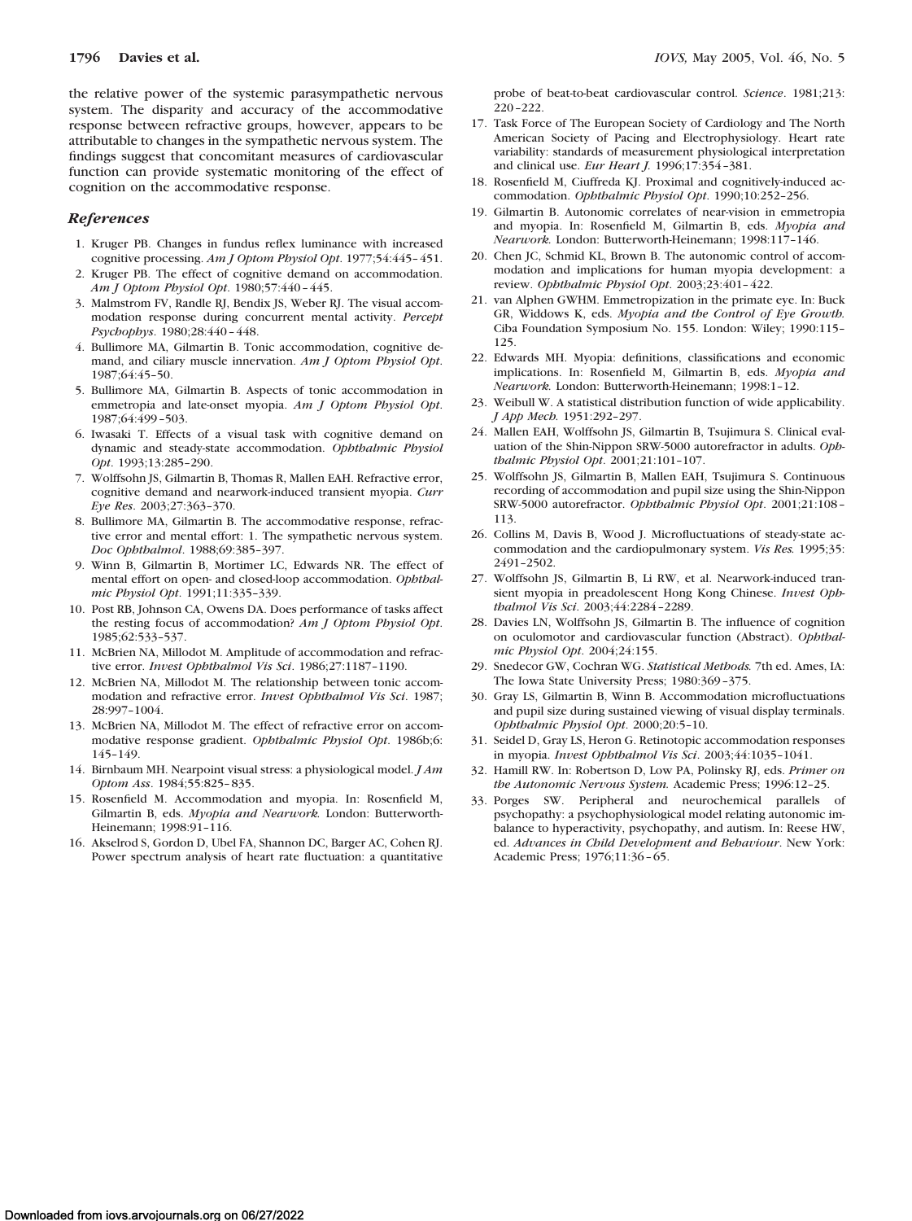the relative power of the systemic parasympathetic nervous system. The disparity and accuracy of the accommodative response between refractive groups, however, appears to be attributable to changes in the sympathetic nervous system. The findings suggest that concomitant measures of cardiovascular function can provide systematic monitoring of the effect of cognition on the accommodative response.

## *References*

1. Kruger PB. Changes in fundus reflex luminance with increased cognitive processing. *Am J Optom Physiol Opt*. 1977;54:445–451.
2. Kruger PB. The effect of cognitive demand on accommodation. *Am J Optom Physiol Opt*. 1980;57:440–445.
3. Malmstrom FV, Randle RJ, Bendix JS, Weber RJ. The visual accommodation response during concurrent mental activity. *Percept Psychophys*. 1980;28:440–448.
4. Bullimore MA, Gilmartin B. Tonic accommodation, cognitive demand, and ciliary muscle innervation. *Am J Optom Physiol Opt*. 1987;64:45–50.
5. Bullimore MA, Gilmartin B. Aspects of tonic accommodation in emmetropia and late-onset myopia. *Am J Optom Physiol Opt*. 1987;64:499–503.
6. Iwasaki T. Effects of a visual task with cognitive demand on dynamic and steady-state accommodation. *Ophthalmic Physiol Opt*. 1993;13:285–290.
7. Wolffsohn JS, Gilmartin B, Thomas R, Mallen EAH. Refractive error, cognitive demand and nearwork-induced transient myopia. *Curr Eye Res*. 2003;27:363–370.
8. Bullimore MA, Gilmartin B. The accommodative response, refractive error and mental effort: 1. The sympathetic nervous system. *Doc Ophthalmol*. 1988;69:385–397.
9. Winn B, Gilmartin B, Mortimer LC, Edwards NR. The effect of mental effort on open- and closed-loop accommodation. *Ophthalmic Physiol Opt*. 1991;11:335–339.
10. Post RB, Johnson CA, Owens DA. Does performance of tasks affect the resting focus of accommodation? *Am J Optom Physiol Opt*. 1985;62:533–537.
11. McBrien NA, Millodot M. Amplitude of accommodation and refractive error. *Invest Ophthalmol Vis Sci*. 1986;27:1187–1190.
12. McBrien NA, Millodot M. The relationship between tonic accommodation and refractive error. *Invest Ophthalmol Vis Sci*. 1987; 28:997–1004.
13. McBrien NA, Millodot M. The effect of refractive error on accommodative response gradient. *Ophthalmic Physiol Opt*. 1986b;6: 145–149.
14. Birnbaum MH. Nearpoint visual stress: a physiological model. *J Am Optom Ass*. 1984;55:825–835.
15. Rosenfield M. Accommodation and myopia. In: Rosenfield M, Gilmartin B, eds. *Myopia and Nearwork*. London: Butterworth-Heinemann; 1998:91–116.
16. Akselrod S, Gordon D, Ubel FA, Shannon DC, Barger AC, Cohen RJ. Power spectrum analysis of heart rate fluctuation: a quantitative probe of beat-to-beat cardiovascular control. *Science*. 1981;213: 220–222.
17. Task Force of The European Society of Cardiology and The North American Society of Pacing and Electrophysiology. Heart rate variability: standards of measurement physiological interpretation and clinical use. *Eur Heart J*. 1996;17:354–381.
18. Rosenfield M, Ciuffreda KJ. Proximal and cognitively-induced accommodation. *Ophthalmic Physiol Opt*. 1990;10:252–256.
19. Gilmartin B. Autonomic correlates of near-vision in emmetropia and myopia. In: Rosenfield M, Gilmartin B, eds. *Myopia and Nearwork*. London: Butterworth-Heinemann; 1998:117–146.
20. Chen JC, Schmid KL, Brown B. The autonomic control of accommodation and implications for human myopia development: a review. *Ophthalmic Physiol Opt*. 2003;23:401–422.
21. van Alphen GWHM. Emmetropization in the primate eye. In: Buck GR, Widdows K, eds. *Myopia and the Control of Eye Growth*. Ciba Foundation Symposium No. 155. London: Wiley; 1990:115–125.
22. Edwards MH. Myopia: definitions, classifications and economic implications. In: Rosenfield M, Gilmartin B, eds. *Myopia and Nearwork*. London: Butterworth-Heinemann; 1998:1–12.
23. Weibull W. A statistical distribution function of wide applicability. *J App Mech*. 1951:292–297.
24. Mallen EAH, Wolffsohn JS, Gilmartin B, Tsujimura S. Clinical evaluation of the Shin-Nippon SRW-5000 autorefractor in adults. *Ophthalmic Physiol Opt*. 2001;21:101–107.
25. Wolffsohn JS, Gilmartin B, Mallen EAH, Tsujimura S. Continuous recording of accommodation and pupil size using the Shin-Nippon SRW-5000 autorefractor. *Ophthalmic Physiol Opt*. 2001;21:108–113.
26. Collins M, Davis B, Wood J. Microfluctuations of steady-state accommodation and the cardiopulmonary system. *Vis Res*. 1995;35: 2491–2502.
27. Wolffsohn JS, Gilmartin B, Li RW, et al. Nearwork-induced transient myopia in preadolescent Hong Kong Chinese. *Invest Ophthalmol Vis Sci*. 2003;44:2284–2289.
28. Davies LN, Wolffsohn JS, Gilmartin B. The influence of cognition on oculomotor and cardiovascular function (Abstract). *Ophthalmic Physiol Opt*. 2004;24:155.
29. Snedecor GW, Cochran WG. *Statistical Methods*. 7th ed. Ames, IA: The Iowa State University Press; 1980:369–375.
30. Gray LS, Gilmartin B, Winn B. Accommodation microfluctuations and pupil size during sustained viewing of visual display terminals. *Ophthalmic Physiol Opt*. 2000;20:5–10.
31. Seidel D, Gray LS, Heron G. Retinotopic accommodation responses in myopia. *Invest Ophthalmol Vis Sci*. 2003;44:1035–1041.
32. Hamill RW. In: Robertson D, Low PA, Polinsky RJ, eds. *Primer on the Autonomic Nervous System*. Academic Press; 1996:12–25.
33. Porges SW. Peripheral and neurochemical parallels of psychopathy: a psychophysiological model relating autonomic imbalance to hyperactivity, psychopathy, and autism. In: Reese HW, ed. *Advances in Child Development and Behaviour*. New York: Academic Press; 1976;11:36–65.